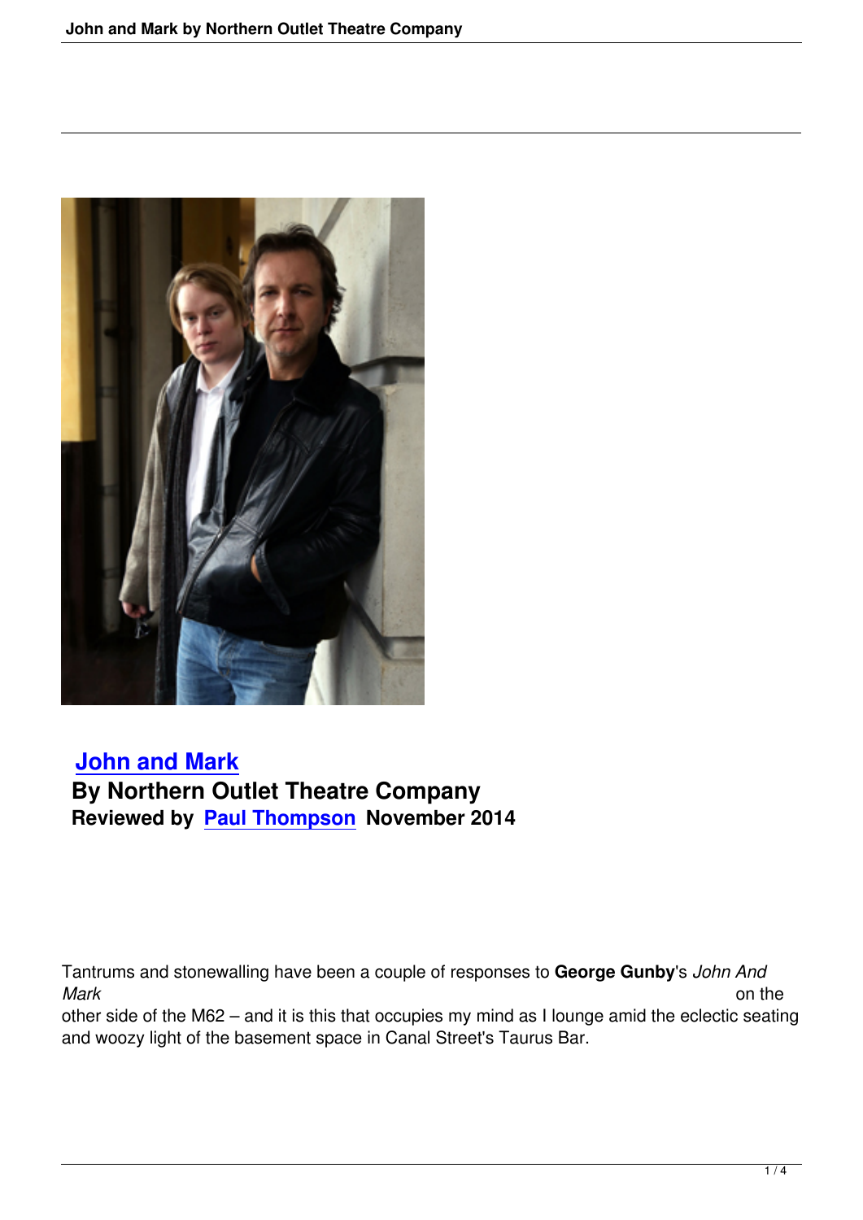## John and Mark

**By Northern Outlet Theatre Company**

**Reviewed by Paul Thompson November 2014**

Tantrums and stonewalling have been a couple of responses to **George Gunby**'s *John And Mark* on the other side of the M62 – and it is this that occupies my mind as I lounge amid the eclectic seating and woozy light of the basement space in Canal Street's Taurus Bar.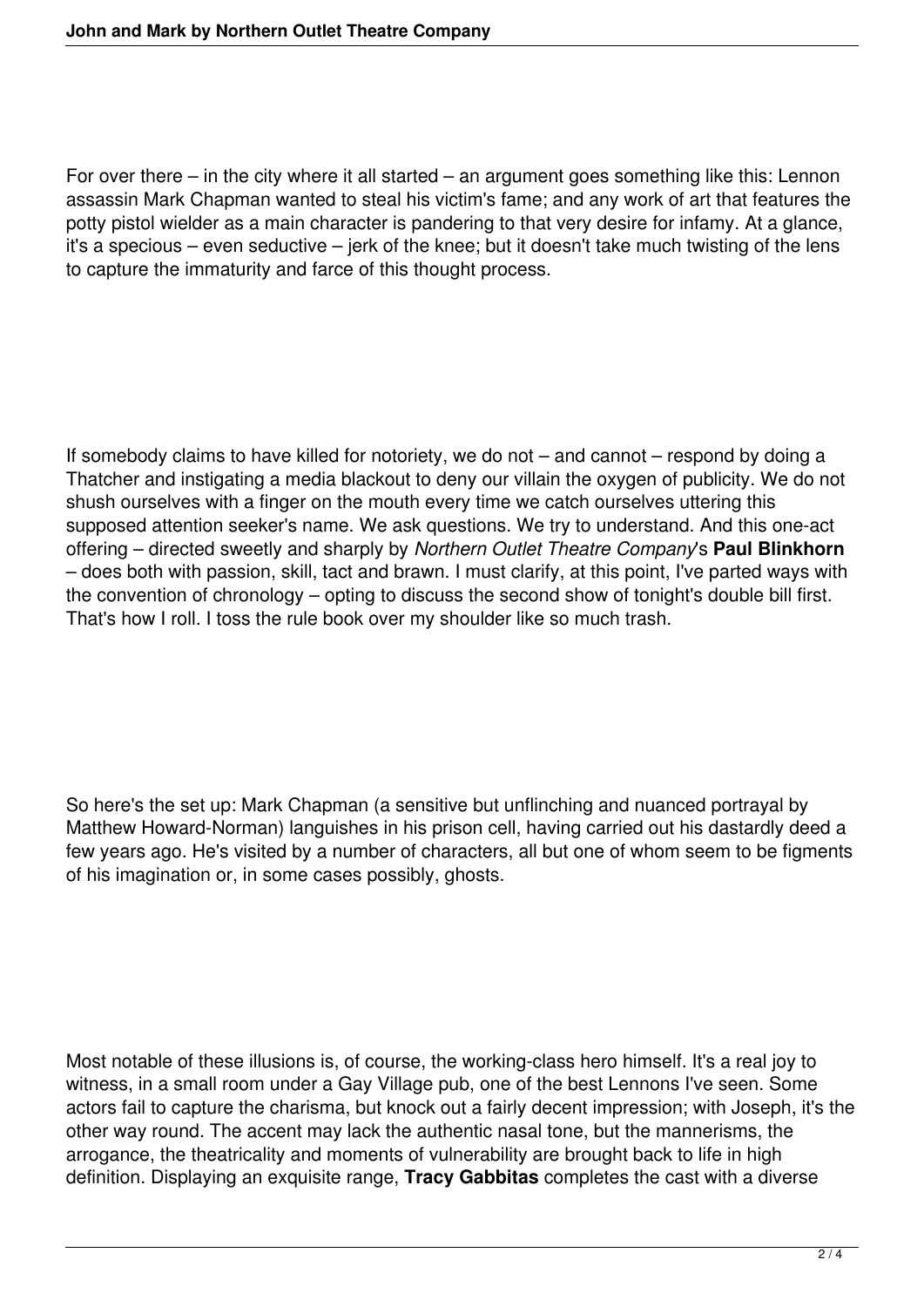For over there – in the city where it all started – an argument goes something like this: Lennon assassin Mark Chapman wanted to steal his victim's fame; and any work of art that features the potty pistol wielder as a main character is pandering to that very desire for infamy. At a glance, it's a specious – even seductive – jerk of the knee; but it doesn't take much twisting of the lens to capture the immaturity and farce of this thought process.

If somebody claims to have killed for notoriety, we do not – and cannot – respond by doing a Thatcher and instigating a media blackout to deny our villain the oxygen of publicity. We do not shush ourselves with a finger on the mouth every time we catch ourselves uttering this supposed attention seeker's name. We ask questions. We try to understand. And this one-act offering – directed sweetly and sharply by *Northern Outlet Theatre Company*'s **Paul Blinkhorn** – does both with passion, skill, tact and brawn. I must clarify, at this point, I've parted ways with the convention of chronology – opting to discuss the second show of tonight's double bill first. That's how I roll. I toss the rule book over my shoulder like so much trash.

So here's the set up: Mark Chapman (a sensitive but unflinching and nuanced portrayal by Matthew Howard-Norman) languishes in his prison cell, having carried out his dastardly deed a few years ago. He's visited by a number of characters, all but one of whom seem to be figments of his imagination or, in some cases possibly, ghosts.

Most notable of these illusions is, of course, the working-class hero himself. It's a real joy to witness, in a small room under a Gay Village pub, one of the best Lennons I've seen. Some actors fail to capture the charisma, but knock out a fairly decent impression; with Joseph, it's the other way round. The accent may lack the authentic nasal tone, but the mannerisms, the arrogance, the theatricality and moments of vulnerability are brought back to life in high definition. Displaying an exquisite range, **Tracy Gabbitas** completes the cast with a diverse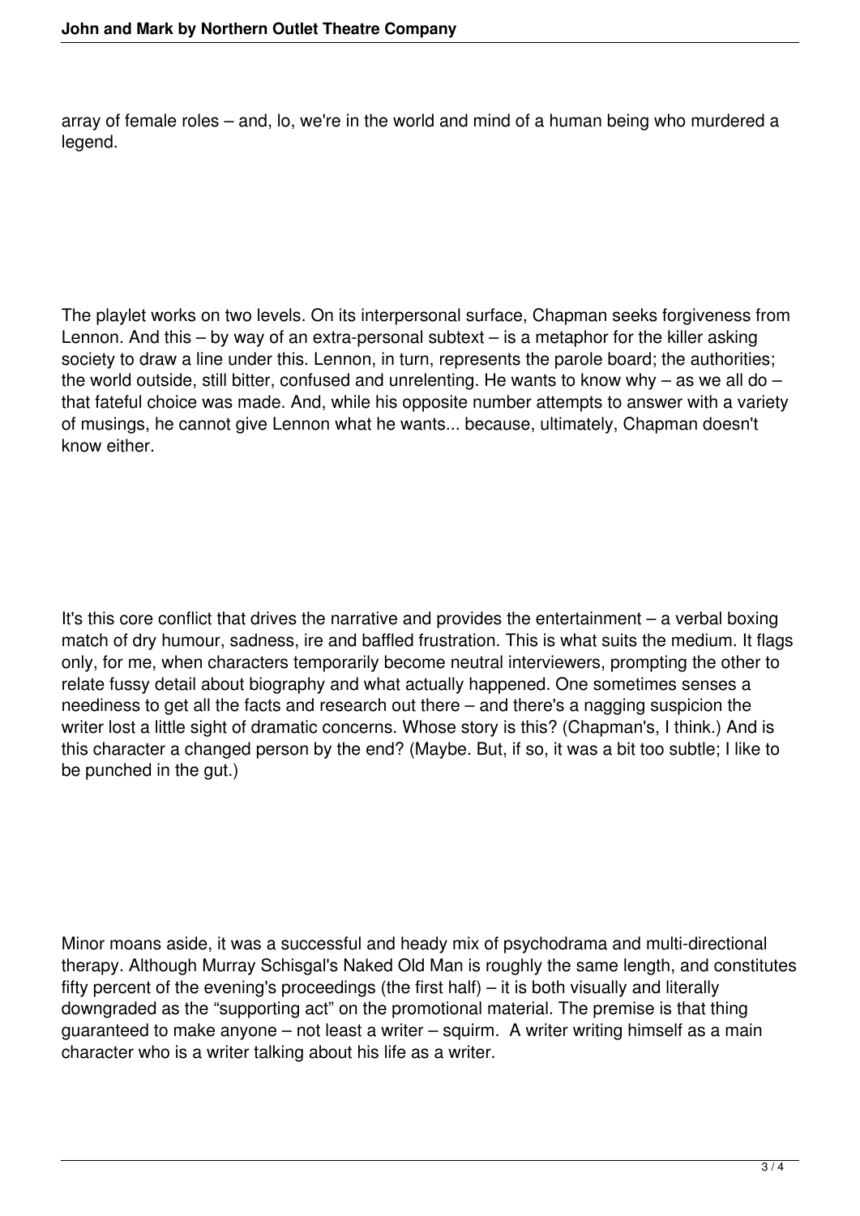array of female roles – and, lo, we're in the world and mind of a human being who murdered a legend.

The playlet works on two levels. On its interpersonal surface, Chapman seeks forgiveness from Lennon. And this – by way of an extra-personal subtext – is a metaphor for the killer asking society to draw a line under this. Lennon, in turn, represents the parole board; the authorities; the world outside, still bitter, confused and unrelenting. He wants to know why – as we all do – that fateful choice was made. And, while his opposite number attempts to answer with a variety of musings, he cannot give Lennon what he wants... because, ultimately, Chapman doesn't know either.

It's this core conflict that drives the narrative and provides the entertainment – a verbal boxing match of dry humour, sadness, ire and baffled frustration. This is what suits the medium. It flags only, for me, when characters temporarily become neutral interviewers, prompting the other to relate fussy detail about biography and what actually happened. One sometimes senses a neediness to get all the facts and research out there – and there's a nagging suspicion the writer lost a little sight of dramatic concerns. Whose story is this? (Chapman's, I think.) And is this character a changed person by the end? (Maybe. But, if so, it was a bit too subtle; I like to be punched in the gut.)

Minor moans aside, it was a successful and heady mix of psychodrama and multi-directional therapy. Although Murray Schisgal's Naked Old Man is roughly the same length, and constitutes fifty percent of the evening's proceedings (the first half) – it is both visually and literally downgraded as the "supporting act" on the promotional material. The premise is that thing guaranteed to make anyone – not least a writer – squirm. A writer writing himself as a main character who is a writer talking about his life as a writer.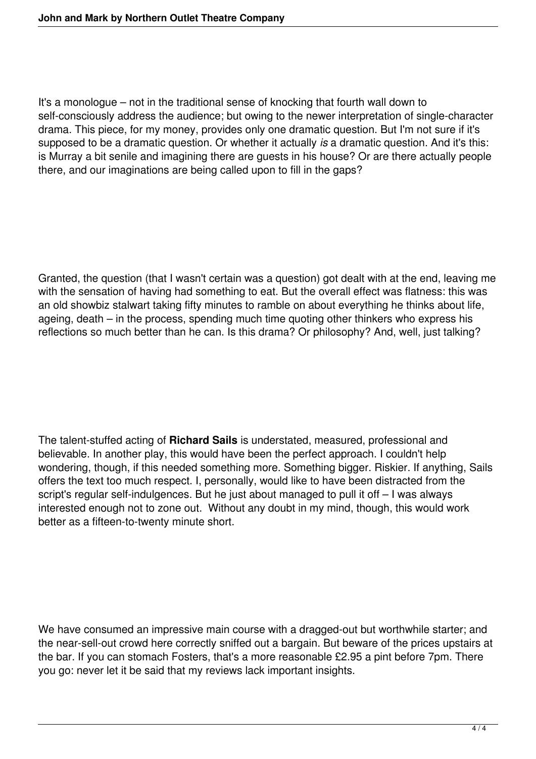It's a monologue – not in the traditional sense of knocking that fourth wall down to self-consciously address the audience; but owing to the newer interpretation of single-character drama. This piece, for my money, provides only one dramatic question. But I'm not sure if it's supposed to be a dramatic question. Or whether it actually *is* a dramatic question. And it's this: is Murray a bit senile and imagining there are guests in his house? Or are there actually people there, and our imaginations are being called upon to fill in the gaps?

Granted, the question (that I wasn't certain was a question) got dealt with at the end, leaving me with the sensation of having had something to eat. But the overall effect was flatness: this was an old showbiz stalwart taking fifty minutes to ramble on about everything he thinks about life, ageing, death – in the process, spending much time quoting other thinkers who express his reflections so much better than he can. Is this drama? Or philosophy? And, well, just talking?

The talent-stuffed acting of **Richard Sails** is understated, measured, professional and believable. In another play, this would have been the perfect approach. I couldn't help wondering, though, if this needed something more. Something bigger. Riskier. If anything, Sails offers the text too much respect. I, personally, would like to have been distracted from the script's regular self-indulgences. But he just about managed to pull it off – I was always interested enough not to zone out. Without any doubt in my mind, though, this would work better as a fifteen-to-twenty minute short.

We have consumed an impressive main course with a dragged-out but worthwhile starter; and the near-sell-out crowd here correctly sniffed out a bargain. But beware of the prices upstairs at the bar. If you can stomach Fosters, that's a more reasonable £2.95 a pint before 7pm. There you go: never let it be said that my reviews lack important insights.